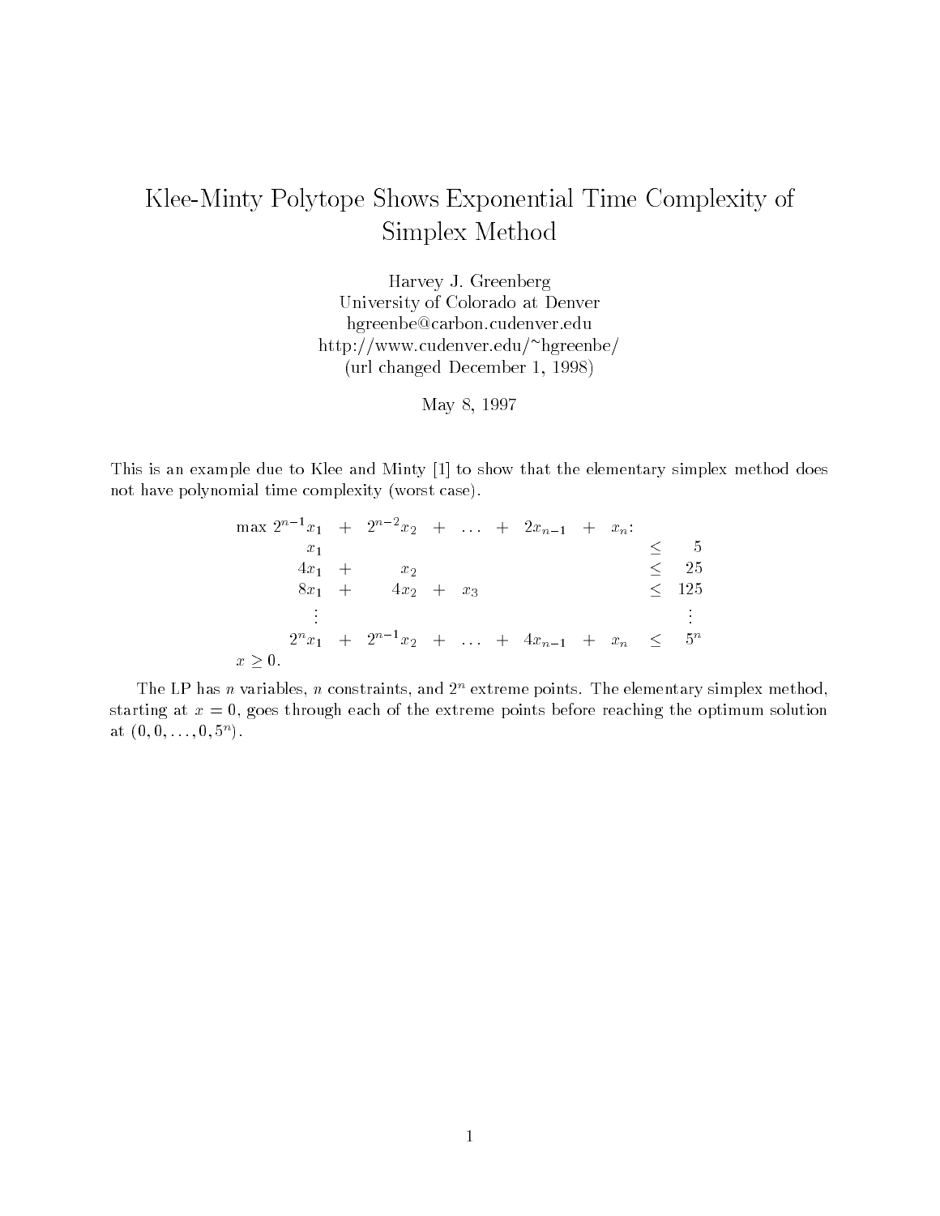# Klee-Minty Polytope Shows Exponential Time Complexity of Simplex Method

Harvey J. Greenberg
University of Colorado at Denver
hgreenbe@carbon.cudenver.edu
http://www.cudenver.edu/~hgreenbe/
(url changed December 1, 1998)

May 8, 1997

This is an example due to Klee and Minty [1] to show that the elementary simplex method does not have polynomial time complexity (worst case).

$$
\begin{array}{llllllllll}
\max\ 2^{n-1}x_1 & + & 2^{n-2}x_2 & + & \ldots & + & 2x_{n-1} & + & x_n : & \\
x_1 & & & & & & & & \leq & 5 \\
4x_1 & + & x_2 & & & & & & \leq & 25 \\
8x_1 & + & 4x_2 & + & x_3 & & & & \leq & 125 \\
\vdots & & & & & & & & & \vdots \\
2^n x_1 & + & 2^{n-1}x_2 & + & \ldots & + & 4x_{n-1} & + & x_n \ \leq & 5^n \\
x \geq 0. & & & & & & & & &
\end{array}
$$

The LP has $n$ variables, $n$ constraints, and $2^n$ extreme points. The elementary simplex method, starting at $x = 0$, goes through each of the extreme points before reaching the optimum solution at $(0, 0, \ldots, 0, 5^n)$.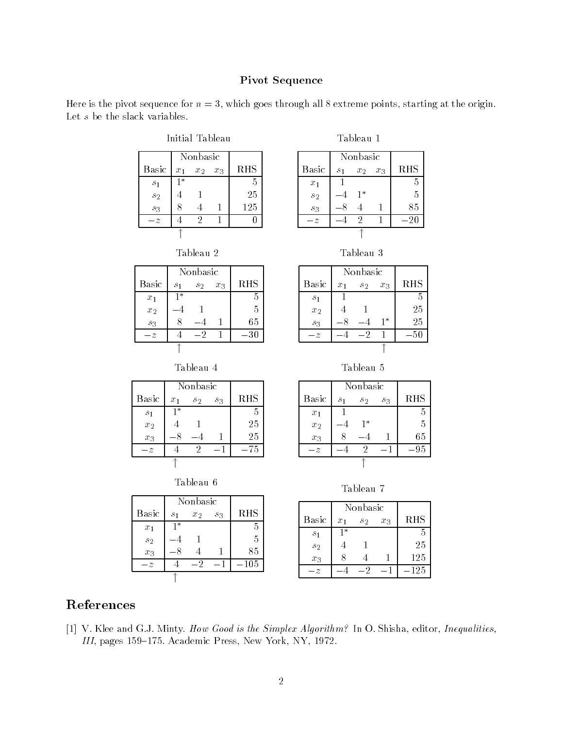**Pivot Sequence**

Here is the pivot sequence for $n = 3$, which goes through all 8 extreme points, starting at the origin. Let $s$ be the slack variables.

Initial Tableau

| | Nonbasic | | | |
|---|---|---|---|---|
| Basic | $x_1$ | $x_2$ | $x_3$ | RHS |
| $s_1$ | $1^*$ | | | 5 |
| $s_2$ | 4 | 1 | | 25 |
| $s_3$ | 8 | 4 | 1 | 125 |
| $-z$ | 4 | 2 | 1 | 0 |
| | ↑ | | | |

Tableau 1

| | Nonbasic | | | |
|---|---|---|---|---|
| Basic | $s_1$ | $x_2$ | $x_3$ | RHS |
| $x_1$ | 1 | | | 5 |
| $s_2$ | $-4$ | $1^*$ | | 5 |
| $s_3$ | $-8$ | 4 | 1 | 85 |
| $-z$ | $-4$ | 2 | 1 | $-20$ |
| | | ↑ | | |

Tableau 2

| | Nonbasic | | | |
|---|---|---|---|---|
| Basic | $s_1$ | $s_2$ | $x_3$ | RHS |
| $x_1$ | $1^*$ | | | 5 |
| $x_2$ | $-4$ | 1 | | 5 |
| $s_3$ | 8 | $-4$ | 1 | 65 |
| $-z$ | 4 | $-2$ | 1 | $-30$ |
| | ↑ | | | |

Tableau 3

| | Nonbasic | | | |
|---|---|---|---|---|
| Basic | $x_1$ | $s_2$ | $x_3$ | RHS |
| $s_1$ | 1 | | | 5 |
| $x_2$ | 4 | 1 | | 25 |
| $s_3$ | $-8$ | $-4$ | $1^*$ | 25 |
| $-z$ | $-4$ | $-2$ | 1 | $-50$ |
| | | | ↑ | |

Tableau 4

| | Nonbasic | | | |
|---|---|---|---|---|
| Basic | $x_1$ | $s_2$ | $s_3$ | RHS |
| $s_1$ | $1^*$ | | | 5 |
| $x_2$ | 4 | 1 | | 25 |
| $x_3$ | $-8$ | $-4$ | 1 | 25 |
| $-z$ | 4 | 2 | $-1$ | $-75$ |
| | ↑ | | | |

Tableau 5

| | Nonbasic | | | |
|---|---|---|---|---|
| Basic | $s_1$ | $s_2$ | $s_3$ | RHS |
| $x_1$ | 1 | | | 5 |
| $x_2$ | $-4$ | $1^*$ | | 5 |
| $x_3$ | 8 | $-4$ | 1 | 65 |
| $-z$ | $-4$ | 2 | $-1$ | $-95$ |
| | | ↑ | | |

Tableau 6

| | Nonbasic | | | |
|---|---|---|---|---|
| Basic | $s_1$ | $x_2$ | $s_3$ | RHS |
| $x_1$ | $1^*$ | | | 5 |
| $s_2$ | $-4$ | 1 | | 5 |
| $x_3$ | $-8$ | 4 | 1 | 85 |
| $-z$ | 4 | $-2$ | $-1$ | $-105$ |
| | ↑ | | | |

Tableau 7

| | Nonbasic | | | |
|---|---|---|---|---|
| Basic | $x_1$ | $s_2$ | $x_3$ | RHS |
| $s_1$ | $1^*$ | | | 5 |
| $s_2$ | 4 | 1 | | 25 |
| $x_3$ | 8 | 4 | 1 | 125 |
| $-z$ | $-4$ | $-2$ | $-1$ | $-125$ |

## References

[1] V. Klee and G.J. Minty. *How Good is the Simplex Algorithm?* In O. Shisha, editor, *Inequalities, III*, pages 159–175. Academic Press, New York, NY, 1972.